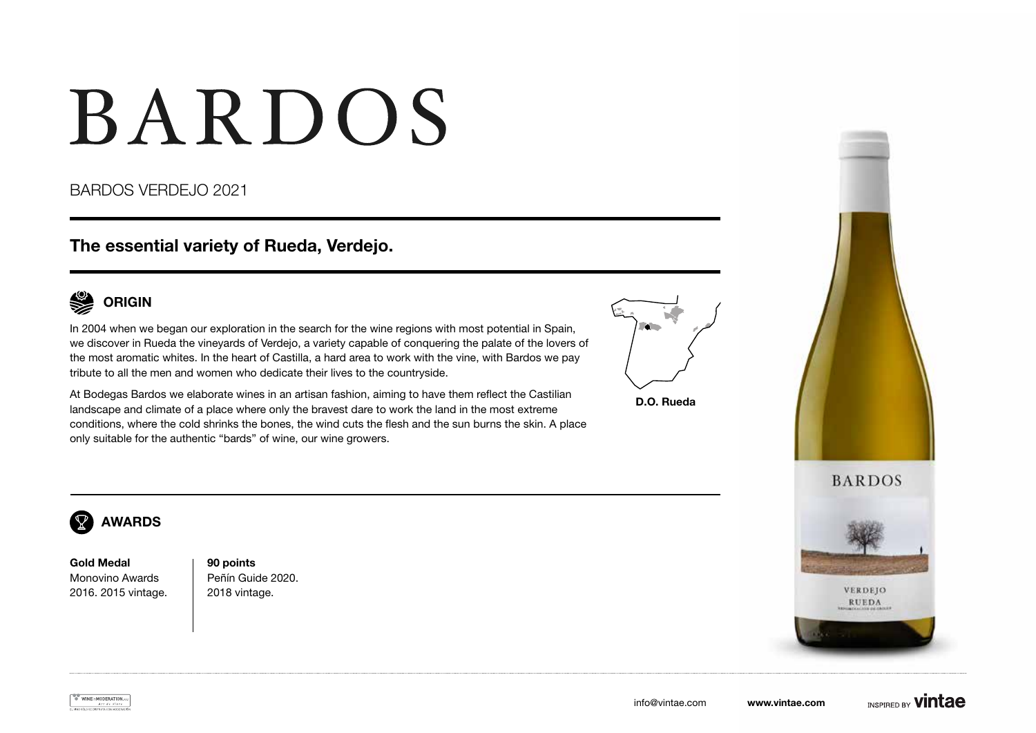# BARDOS

BARDOS VERDEJO 2021

## The essential variety of Rueda, Verdejo.

### ORIGIN

In 2004 when we began our exploration in the search for the wine regions with most potential in Spain, we discover in Rueda the vineyards of Verdejo, a variety capable of conquering the palate of the lovers of the most aromatic whites. In the heart of Castilla, a hard area to work with the vine, with Bardos we pay tribute to all the men and women who dedicate their lives to the countryside.

At Bodegas Bardos we elaborate wines in an artisan fashion, aiming to have them reflect the Castilian landscape and climate of a place where only the bravest dare to work the land in the most extreme conditions, where the cold shrinks the bones, the wind cuts the flesh and the sun burns the skin. A place only suitable for the authentic "bards" of wine, our wine growers.

**D.O. Rueda**

### AWARDS

**Gold Medal**
Monovino Awards
2016. 2015 vintage.

**90 points**
Peñín Guide 2020.
2018 vintage.

info@vintae.com **www.vintae.com** INSPIRED BY **vintae**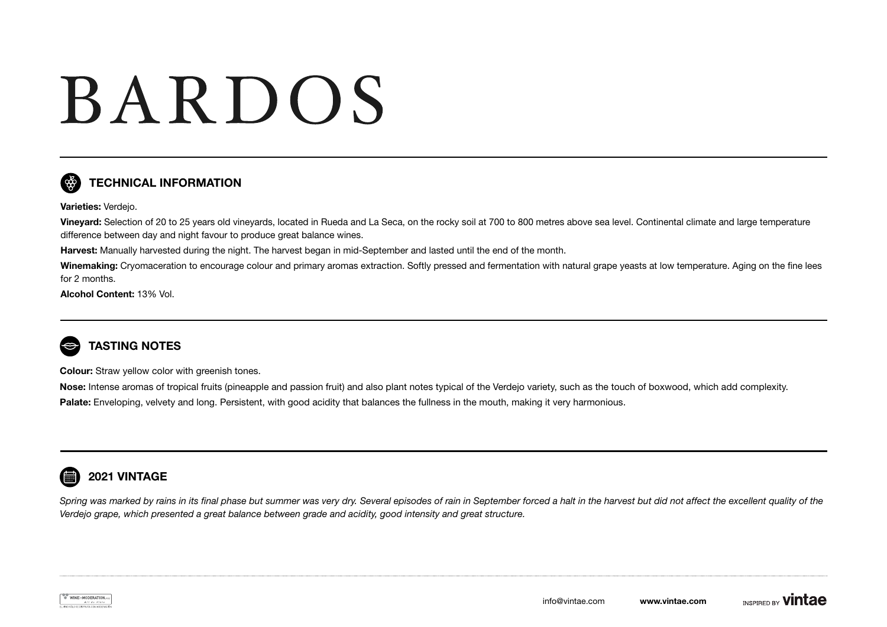# BARDOS

## TECHNICAL INFORMATION

**Varieties:** Verdejo.

**Vineyard:** Selection of 20 to 25 years old vineyards, located in Rueda and La Seca, on the rocky soil at 700 to 800 metres above sea level. Continental climate and large temperature difference between day and night favour to produce great balance wines.

**Harvest:** Manually harvested during the night. The harvest began in mid-September and lasted until the end of the month.

**Winemaking:** Cryomaceration to encourage colour and primary aromas extraction. Softly pressed and fermentation with natural grape yeasts at low temperature. Aging on the fine lees for 2 months.

**Alcohol Content:** 13% Vol.

## TASTING NOTES

**Colour:** Straw yellow color with greenish tones.

**Nose:** Intense aromas of tropical fruits (pineapple and passion fruit) and also plant notes typical of the Verdejo variety, such as the touch of boxwood, which add complexity.

**Palate:** Enveloping, velvety and long. Persistent, with good acidity that balances the fullness in the mouth, making it very harmonious.

## 2021 VINTAGE

*Spring was marked by rains in its final phase but summer was very dry. Several episodes of rain in September forced a halt in the harvest but did not affect the excellent quality of the Verdejo grape, which presented a great balance between grade and acidity, good intensity and great structure.*

info@vintae.com www.vintae.com INSPIRED BY vintae